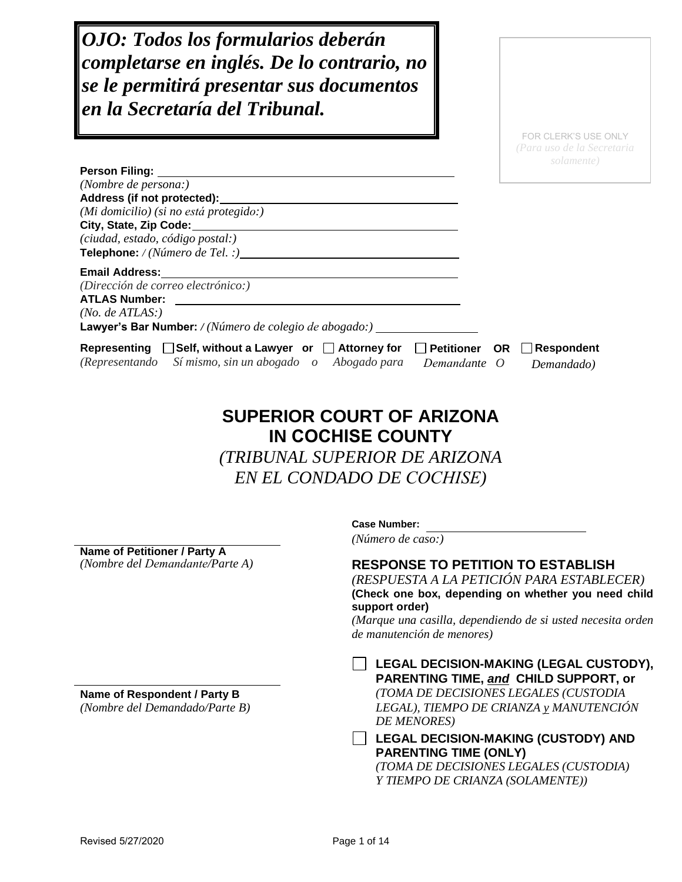***OJO: Todos los formularios deberán completarse en inglés. De lo contrario, no se le permitirá presentar sus documentos en la Secretaría del Tribunal.***

FOR CLERK'S USE ONLY
*(Para uso de la Secretaria solamente)*

**Person Filing:** ______________________________
*(Nombre de persona:)*
**Address (if not protected):** ______________________________
*(Mi domicilio) (si no está protegido:)*
**City, State, Zip Code:** ______________________________
*(ciudad, estado, código postal:)*
**Telephone:** */ (Número de Tel. :)* ______________________________
**Email Address:** ______________________________
*(Dirección de correo electrónico:)*
**ATLAS Number:** ______________________________
*(No. de ATLAS:)*
**Lawyer's Bar Number:** */ (Número de colegio de abogado:)* ________________

**Representing** ☐ **Self, without a Lawyer or** ☐ **Attorney for** ☐ **Petitioner OR** ☐ **Respondent**
*(Representando Sí mismo, sin un abogado o Abogado para Demandante O Demandado)*

# SUPERIOR COURT OF ARIZONA IN COCHISE COUNTY
*(TRIBUNAL SUPERIOR DE ARIZONA EN EL CONDADO DE COCHISE)*

______________________________
**Name of Petitioner / Party A**
*(Nombre del Demandante/Parte A)*

______________________________
**Name of Respondent / Party B**
*(Nombre del Demandado/Parte B)*

**Case Number:** ______________________________
*(Número de caso:)*

## RESPONSE TO PETITION TO ESTABLISH
*(RESPUESTA A LA PETICIÓN PARA ESTABLECER)*
**(Check one box, depending on whether you need child support order)**
*(Marque una casilla, dependiendo de si usted necesita orden de manutención de menores)*

☐ **LEGAL DECISION-MAKING (LEGAL CUSTODY), PARENTING TIME, *and* CHILD SUPPORT, or**
*(TOMA DE DECISIONES LEGALES (CUSTODIA LEGAL), TIEMPO DE CRIANZA y MANUTENCIÓN DE MENORES)*

☐ **LEGAL DECISION-MAKING (CUSTODY) AND PARENTING TIME (ONLY)**
*(TOMA DE DECISIONES LEGALES (CUSTODIA) Y TIEMPO DE CRIANZA (SOLAMENTE))*

Revised 5/27/2020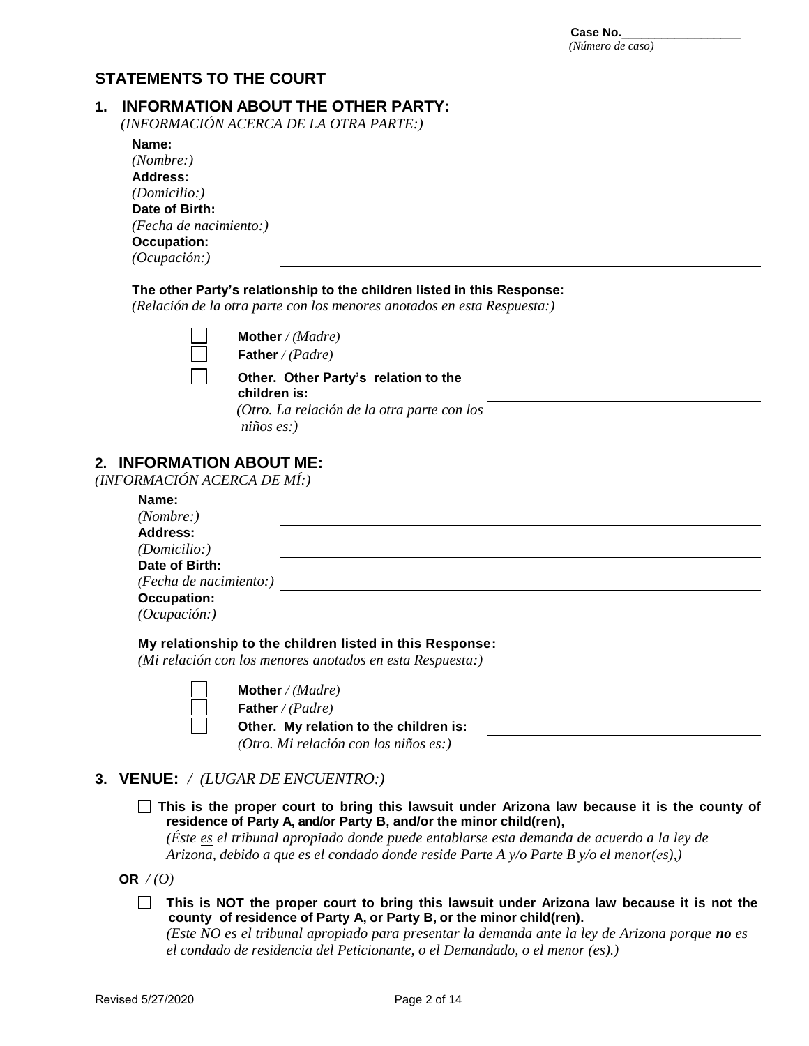**Case No.**\_\_\_\_\_\_\_\_\_\_\_\_\_\_\_\_\_\_
*(Número de caso)*

## STATEMENTS TO THE COURT

### 1. INFORMATION ABOUT THE OTHER PARTY:

*(INFORMACIÓN ACERCA DE LA OTRA PARTE:)*

**Name:** *(Nombre:)* \_\_\_\_\_\_\_\_\_\_\_\_\_\_\_\_\_\_\_\_\_\_\_\_\_\_\_\_\_\_\_\_\_\_\_\_\_\_\_\_

**Address:** *(Domicilio:)* \_\_\_\_\_\_\_\_\_\_\_\_\_\_\_\_\_\_\_\_\_\_\_\_\_\_\_\_\_\_\_\_\_\_\_\_\_\_\_\_

**Date of Birth:** *(Fecha de nacimiento:)* \_\_\_\_\_\_\_\_\_\_\_\_\_\_\_\_\_\_\_\_\_\_\_\_\_\_\_\_\_\_\_\_\_\_\_\_\_\_\_\_

**Occupation:** *(Ocupación:)* \_\_\_\_\_\_\_\_\_\_\_\_\_\_\_\_\_\_\_\_\_\_\_\_\_\_\_\_\_\_\_\_\_\_\_\_\_\_\_\_

**The other Party's relationship to the children listed in this Response:**
*(Relación de la otra parte con los menores anotados en esta Respuesta:)*

- ☐ **Mother** */ (Madre)*
- ☐ **Father** */ (Padre)*
- ☐ **Other. Other Party's relation to the children is:** *(Otro. La relación de la otra parte con los niños es:)* \_\_\_\_\_\_\_\_\_\_\_\_\_\_\_\_\_\_\_\_\_\_\_\_\_\_\_\_

### 2. INFORMATION ABOUT ME:

*(INFORMACIÓN ACERCA DE MÍ:)*

**Name:** *(Nombre:)* \_\_\_\_\_\_\_\_\_\_\_\_\_\_\_\_\_\_\_\_\_\_\_\_\_\_\_\_\_\_\_\_\_\_\_\_\_\_\_\_

**Address:** *(Domicilio:)* \_\_\_\_\_\_\_\_\_\_\_\_\_\_\_\_\_\_\_\_\_\_\_\_\_\_\_\_\_\_\_\_\_\_\_\_\_\_\_\_

**Date of Birth:** *(Fecha de nacimiento:)* \_\_\_\_\_\_\_\_\_\_\_\_\_\_\_\_\_\_\_\_\_\_\_\_\_\_\_\_\_\_\_\_\_\_\_\_\_\_\_\_

**Occupation:** *(Ocupación:)* \_\_\_\_\_\_\_\_\_\_\_\_\_\_\_\_\_\_\_\_\_\_\_\_\_\_\_\_\_\_\_\_\_\_\_\_\_\_\_\_

**My relationship to the children listed in this Response:**
*(Mi relación con los menores anotados en esta Respuesta:)*

- ☐ **Mother** */ (Madre)*
- ☐ **Father** */ (Padre)*
- ☐ **Other. My relation to the children is:** *(Otro. Mi relación con los niños es:)* \_\_\_\_\_\_\_\_\_\_\_\_\_\_\_\_\_\_\_\_\_\_\_\_\_\_\_\_

### 3. VENUE: / *(LUGAR DE ENCUENTRO:)*

☐ **This is the proper court to bring this lawsuit under Arizona law because it is the county of residence of Party A, and/or Party B, and/or the minor child(ren),**
*(Éste es el tribunal apropiado donde puede entablarse esta demanda de acuerdo a la ley de Arizona, debido a que es el condado donde reside Parte A y/o Parte B y/o el menor(es),)*

**OR** */ (O)*

☐ **This is NOT the proper court to bring this lawsuit under Arizona law because it is not the county of residence of Party A, or Party B, or the minor child(ren).**
*(Este NO es el tribunal apropiado para presentar la demanda ante la ley de Arizona porque **no** es el condado de residencia del Peticionante, o el Demandado, o el menor (es).)*

Revised 5/27/2020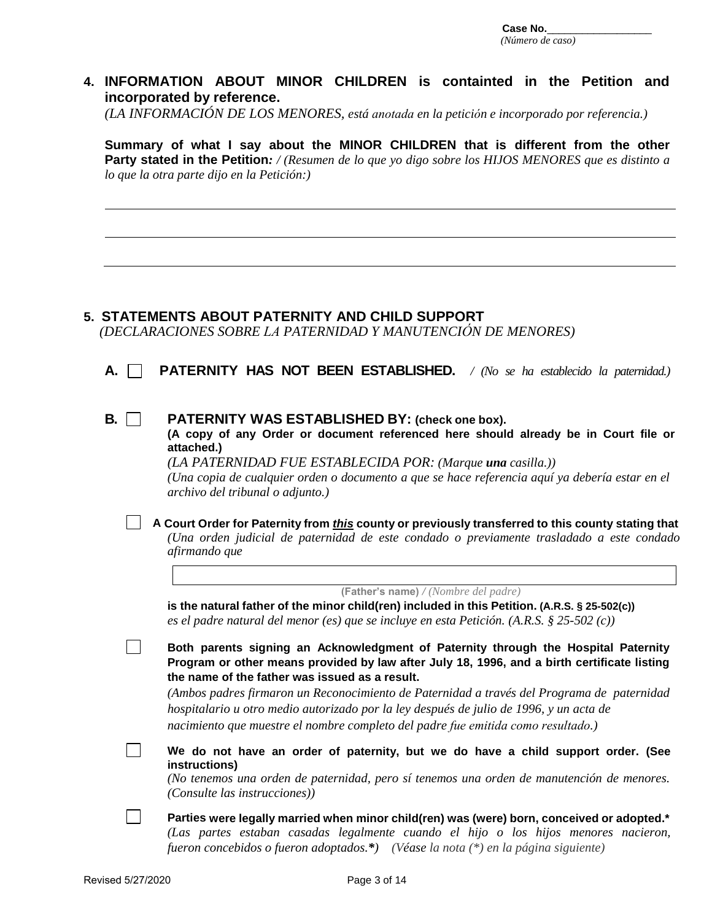Case No.__________________
*(Número de caso)*

**4. INFORMATION ABOUT MINOR CHILDREN is containted in the Petition and incorporated by reference.**
*(LA INFORMACIÓN DE LOS MENORES, está anotada en la petición e incorporado por referencia.)*

**Summary of what I say about the MINOR CHILDREN that is different from the other Party stated in the Petition:** */ (Resumen de lo que yo digo sobre los HIJOS MENORES que es distinto a lo que la otra parte dijo en la Petición:)*

______________________________________________________________________________

______________________________________________________________________________

______________________________________________________________________________

**5. STATEMENTS ABOUT PATERNITY AND CHILD SUPPORT**
*(DECLARACIONES SOBRE LA PATERNIDAD Y MANUTENCIÓN DE MENORES)*

**A.** ☐ **PATERNITY HAS NOT BEEN ESTABLISHED.** */ (No se ha establecido la paternidad.)*

**B.** ☐ **PATERNITY WAS ESTABLISHED BY: (check one box).**
**(A copy of any Order or document referenced here should already be in Court file or attached.)**
*(LA PATERNIDAD FUE ESTABLECIDA POR: (Marque **una** casilla.))*
*(Una copia de cualquier orden o documento a que se hace referencia aquí ya debería estar en el archivo del tribunal o adjunto.)*

☐ **A Court Order for Paternity from *this* county or previously transferred to this county stating that**
*(Una orden judicial de paternidad de este condado o previamente trasladado a este condado afirmando que*

______________________________________________________________________________
**(Father's name)** */ (Nombre del padre)*

**is the natural father of the minor child(ren) included in this Petition. (A.R.S. § 25-502(c))**
*es el padre natural del menor (es) que se incluye en esta Petición. (A.R.S. § 25-502 (c))*

☐ **Both parents signing an Acknowledgment of Paternity through the Hospital Paternity Program or other means provided by law after July 18, 1996, and a birth certificate listing the name of the father was issued as a result.**
*(Ambos padres firmaron un Reconocimiento de Paternidad a través del Programa de paternidad hospitalario u otro medio autorizado por la ley después de julio de 1996, y un acta de nacimiento que muestre el nombre completo del padre fue emitida como resultado.)*

☐ **We do not have an order of paternity, but we do have a child support order. (See instructions)**
*(No tenemos una orden de paternidad, pero sí tenemos una orden de manutención de menores. (Consulte las instrucciones))*

☐ **Parties were legally married when minor child(ren) was (were) born, conceived or adopted.***
*(Las partes estaban casadas legalmente cuando el hijo o los hijos menores nacieron, fueron concebidos o fueron adoptados.*)* *(Véase la nota (*) en la página siguiente)*

Revised 5/27/2020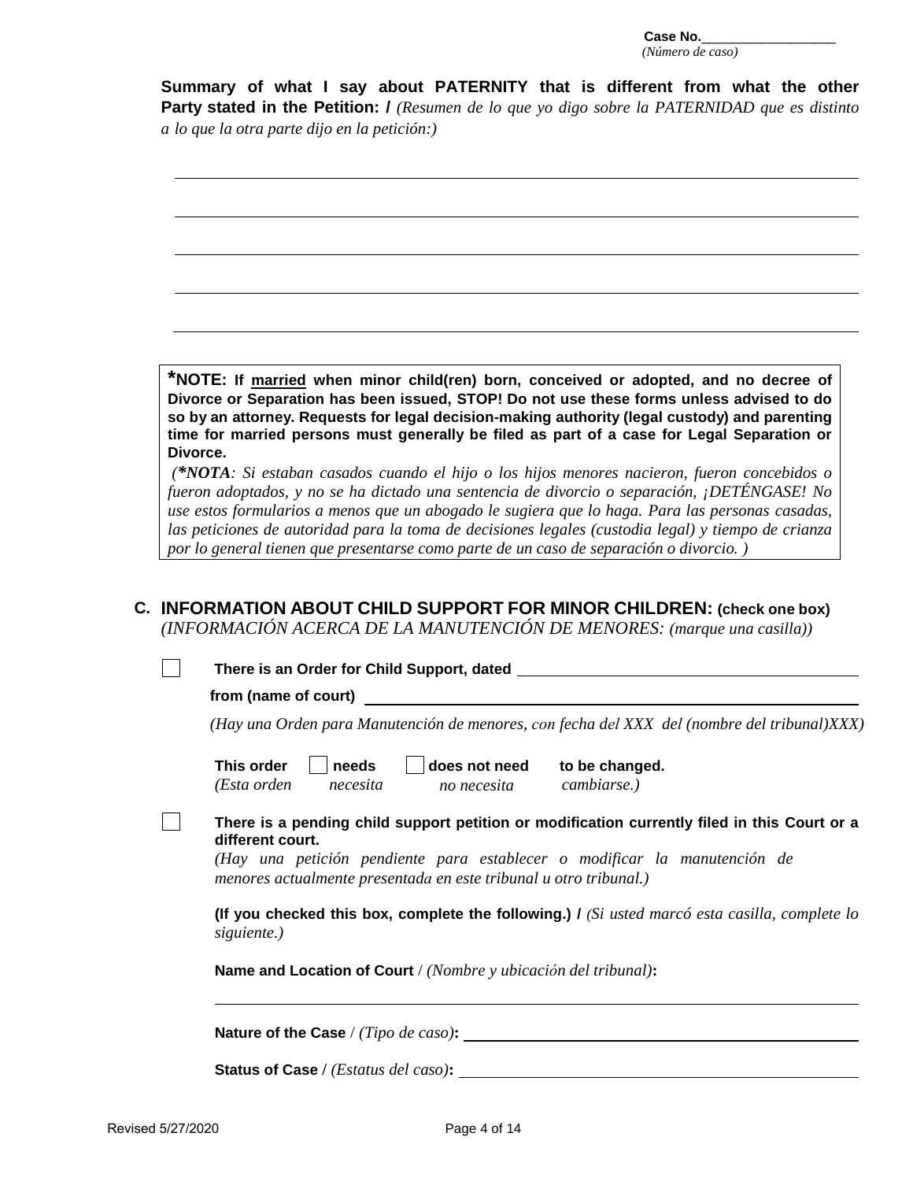Case No.__________________
*(Número de caso)*

**Summary of what I say about PATERNITY that is different from what the other Party stated in the Petition: /** *(Resumen de lo que yo digo sobre la PATERNIDAD que es distinto a lo que la otra parte dijo en la petición:)*

______________________________________________________________________________

______________________________________________________________________________

______________________________________________________________________________

______________________________________________________________________________

______________________________________________________________________________

> ***NOTE: If <u>married</u> when minor child(ren) born, conceived or adopted, and no decree of Divorce or Separation has been issued, STOP! Do not use these forms unless advised to do so by an attorney. Requests for legal decision-making authority (legal custody) and parenting time for married persons must generally be filed as part of a case for Legal Separation or Divorce.**
>
> *(**\*NOTA**: Si estaban casados cuando el hijo o los hijos menores nacieron, fueron concebidos o fueron adoptados, y no se ha dictado una sentencia de divorcio o separación, ¡DETÉNGASE! No use estos formularios a menos que un abogado le sugiera que lo haga. Para las personas casadas, las peticiones de autoridad para la toma de decisiones legales (custodia legal) y tiempo de crianza por lo general tienen que presentarse como parte de un caso de separación o divorcio. )*

## C. INFORMATION ABOUT CHILD SUPPORT FOR MINOR CHILDREN: (check one box)
*(INFORMACIÓN ACERCA DE LA MANUTENCIÓN DE MENORES: (marque una casilla))*

☐ **There is an Order for Child Support, dated** ______________________________

**from (name of court)** ______________________________________________

*(Hay una Orden para Manutención de menores, con fecha del XXX del (nombre del tribunal)XXX)*

**This order** ☐ **needs** ☐ **does not need** **to be changed.**
*(Esta orden necesita no necesita cambiarse.)*

☐ **There is a pending child support petition or modification currently filed in this Court or a different court.**
*(Hay una petición pendiente para establecer o modificar la manutención de menores actualmente presentada en este tribunal u otro tribunal.)*

**(If you checked this box, complete the following.) /** *(Si usted marcó esta casilla, complete lo siguiente.)*

**Name and Location of Court** / *(Nombre y ubicación del tribunal)***:**

______________________________________________________________________________

**Nature of the Case** / *(Tipo de caso)***:** ______________________________________

**Status of Case /** *(Estatus del caso)***:** ______________________________________

Revised 5/27/2020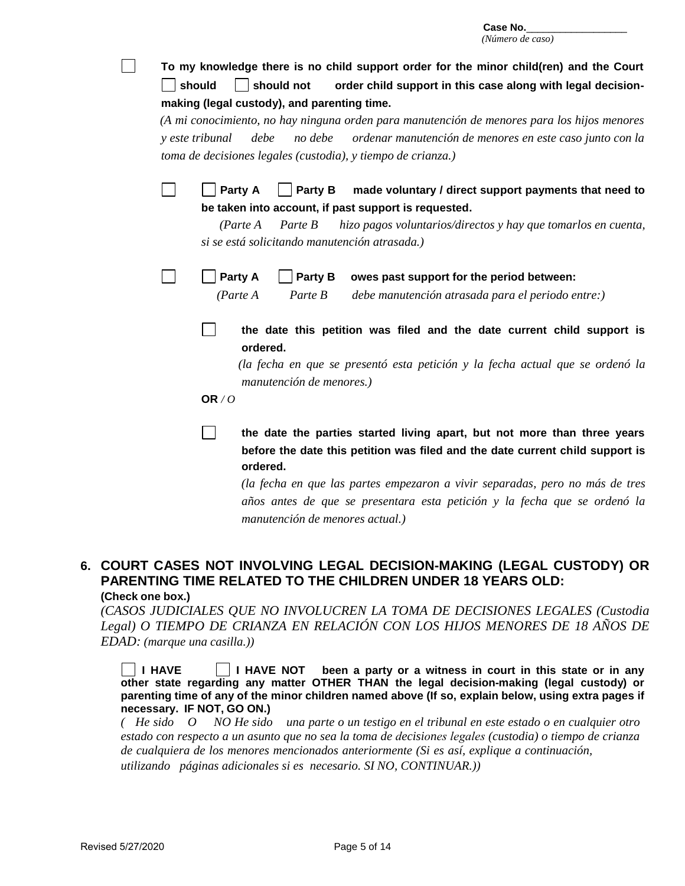Case No.__________________
*(Número de caso)*

☐ **To my knowledge there is no child support order for the minor child(ren) and the Court ☐ should ☐ should not order child support in this case along with legal decision-making (legal custody), and parenting time.**
*(A mi conocimiento, no hay ninguna orden para manutención de menores para los hijos menores y este tribunal debe no debe ordenar manutención de menores en este caso junto con la toma de decisiones legales (custodia), y tiempo de crianza.)*

☐ ☐ **Party A** ☐ **Party B made voluntary / direct support payments that need to be taken into account, if past support is requested.**
*(Parte A Parte B hizo pagos voluntarios/directos y hay que tomarlos en cuenta, si se está solicitando manutención atrasada.)*

☐ ☐ **Party A** ☐ **Party B owes past support for the period between:**
*(Parte A Parte B debe manutención atrasada para el periodo entre:)*

☐ **the date this petition was filed and the date current child support is ordered.**
*(la fecha en que se presentó esta petición y la fecha actual que se ordenó la manutención de menores.)*

**OR** */ O*

☐ **the date the parties started living apart, but not more than three years before the date this petition was filed and the date current child support is ordered.**
*(la fecha en que las partes empezaron a vivir separadas, pero no más de tres años antes de que se presentara esta petición y la fecha que se ordenó la manutención de menores actual.)*

## 6. COURT CASES NOT INVOLVING LEGAL DECISION-MAKING (LEGAL CUSTODY) OR PARENTING TIME RELATED TO THE CHILDREN UNDER 18 YEARS OLD:

**(Check one box.)**
*(CASOS JUDICIALES QUE NO INVOLUCREN LA TOMA DE DECISIONES LEGALES (Custodia Legal) O TIEMPO DE CRIANZA EN RELACIÓN CON LOS HIJOS MENORES DE 18 AÑOS DE EDAD: (marque una casilla.))*

☐ **I HAVE** ☐ **I HAVE NOT been a party or a witness in court in this state or in any other state regarding any matter OTHER THAN the legal decision-making (legal custody) or parenting time of any of the minor children named above (If so, explain below, using extra pages if necessary. IF NOT, GO ON.)**
*( He sido O NO He sido una parte o un testigo en el tribunal en este estado o en cualquier otro estado con respecto a un asunto que no sea la toma de decisiones legales (custodia) o tiempo de crianza de cualquiera de los menores mencionados anteriormente (Si es así, explique a continuación, utilizando páginas adicionales si es necesario. SI NO, CONTINUAR.))*

Revised 5/27/2020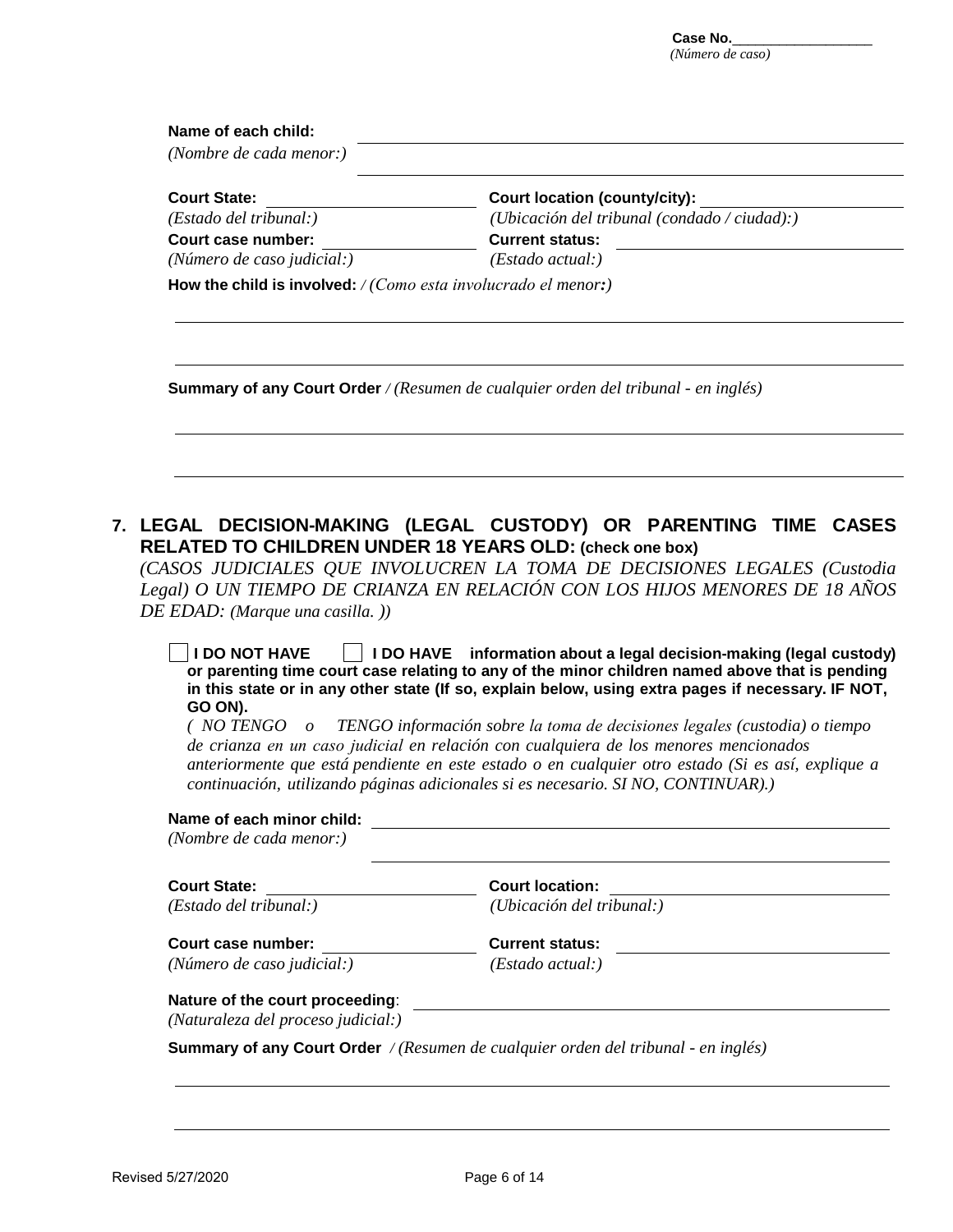Case No.__________________
*(Número de caso)*

**Name of each child:** ____________________________________________
*(Nombre de cada menor:)* ____________________________________________

**Court State:** ____________________ **Court location (county/city):** ____________________
*(Estado del tribunal:)* *(Ubicación del tribunal (condado / ciudad):)*

**Court case number:** ____________________ **Current status:** ____________________
*(Número de caso judicial:)* *(Estado actual:)*

**How the child is involved:** / *(Como esta involucrado el menor:)*

____________________________________________

____________________________________________

**Summary of any Court Order** / *(Resumen de cualquier orden del tribunal - en inglés)*

____________________________________________

____________________________________________

## 7. LEGAL DECISION-MAKING (LEGAL CUSTODY) OR PARENTING TIME CASES RELATED TO CHILDREN UNDER 18 YEARS OLD: (check one box)

*(CASOS JUDICIALES QUE INVOLUCREN LA TOMA DE DECISIONES LEGALES (Custodia Legal) O UN TIEMPO DE CRIANZA EN RELACIÓN CON LOS HIJOS MENORES DE 18 AÑOS DE EDAD: (Marque una casilla. ))*

☐ **I DO NOT HAVE** ☐ **I DO HAVE information about a legal decision-making (legal custody) or parenting time court case relating to any of the minor children named above that is pending in this state or in any other state (If so, explain below, using extra pages if necessary. IF NOT, GO ON).**

*( NO TENGO o TENGO información sobre la toma de decisiones legales (custodia) o tiempo de crianza en un caso judicial en relación con cualquiera de los menores mencionados anteriormente que está pendiente en este estado o en cualquier otro estado (Si es así, explique a continuación, utilizando páginas adicionales si es necesario. SI NO, CONTINUAR).)*

**Name of each minor child:** ____________________________________________
*(Nombre de cada menor:)* ____________________________________________

**Court State:** ____________________ **Court location:** ____________________
*(Estado del tribunal:)* *(Ubicación del tribunal:)*

**Court case number:** ____________________ **Current status:** ____________________
*(Número de caso judicial:)* *(Estado actual:)*

**Nature of the court proceeding**: ____________________________________________
*(Naturaleza del proceso judicial:)*

**Summary of any Court Order** / *(Resumen de cualquier orden del tribunal - en inglés)*

____________________________________________

____________________________________________

Revised 5/27/2020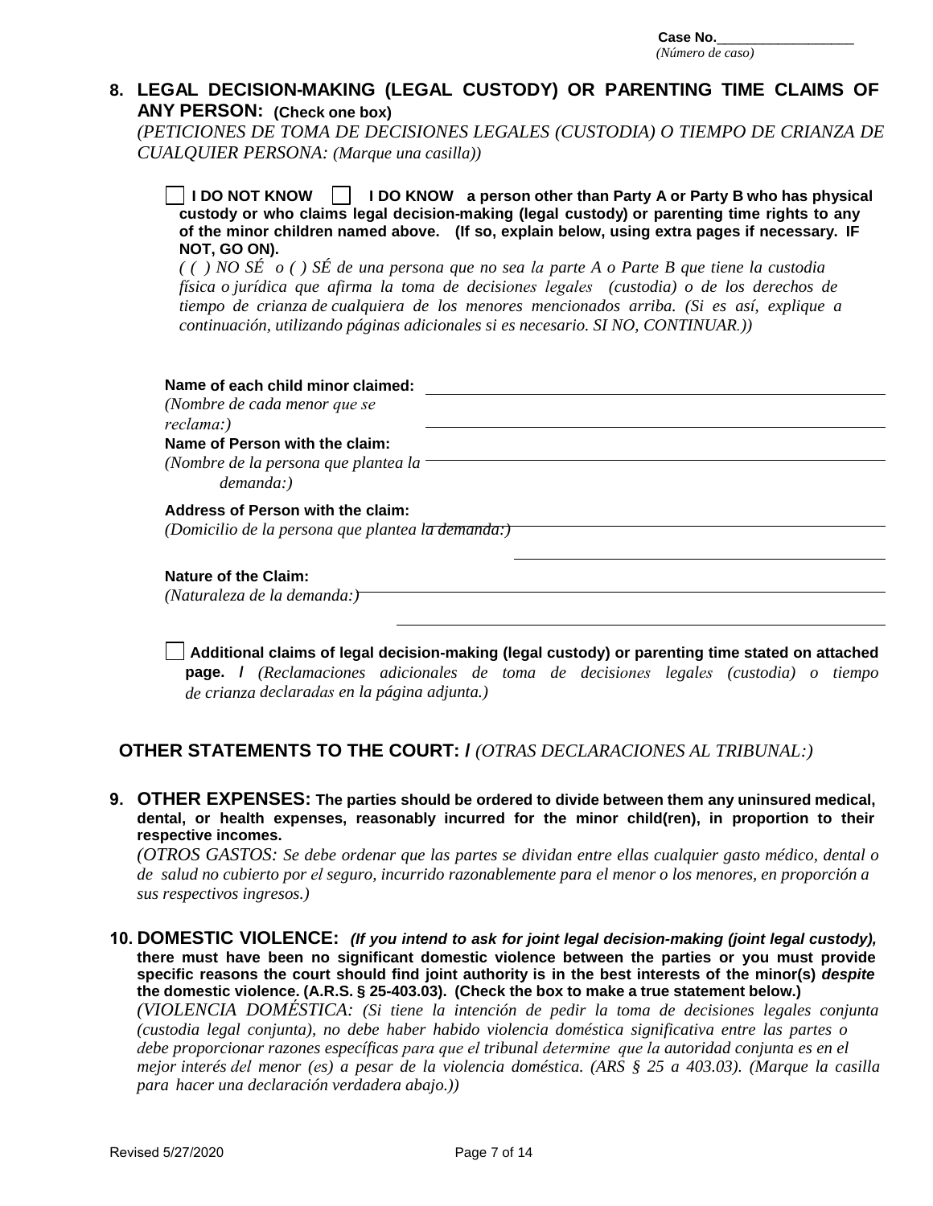Case No.\_\_\_\_\_\_\_\_\_\_\_\_\_\_\_\_\_\_
*(Número de caso)*

**8. LEGAL DECISION-MAKING (LEGAL CUSTODY) OR PARENTING TIME CLAIMS OF ANY PERSON: (Check one box)**
*(PETICIONES DE TOMA DE DECISIONES LEGALES (CUSTODIA) O TIEMPO DE CRIANZA DE CUALQUIER PERSONA: (Marque una casilla))*

☐ **I DO NOT KNOW** ☐ **I DO KNOW a person other than Party A or Party B who has physical custody or who claims legal decision-making (legal custody) or parenting time rights to any of the minor children named above. (If so, explain below, using extra pages if necessary. IF NOT, GO ON).**
*( ( ) NO SÉ o ( ) SÉ de una persona que no sea la parte A o Parte B que tiene la custodia física o jurídica que afirma la toma de decisiones legales (custodia) o de los derechos de tiempo de crianza de cualquiera de los menores mencionados arriba. (Si es así, explique a continuación, utilizando páginas adicionales si es necesario. SI NO, CONTINUAR.))*

**Name of each child minor claimed:** \_\_\_\_\_\_\_\_\_\_\_\_\_\_\_\_\_\_\_\_\_\_\_\_\_\_\_\_\_\_\_\_\_\_\_\_\_\_\_\_
*(Nombre de cada menor que se reclama:)* \_\_\_\_\_\_\_\_\_\_\_\_\_\_\_\_\_\_\_\_\_\_\_\_\_\_\_\_\_\_\_\_\_\_\_\_\_\_\_\_

**Name of Person with the claim:**
*(Nombre de la persona que plantea la demanda:)* \_\_\_\_\_\_\_\_\_\_\_\_\_\_\_\_\_\_\_\_\_\_\_\_\_\_\_\_\_\_\_\_\_\_\_\_\_\_\_\_

**Address of Person with the claim:**
*(Domicilio de la persona que plantea la demanda:)* \_\_\_\_\_\_\_\_\_\_\_\_\_\_\_\_\_\_\_\_\_\_\_\_\_\_\_\_\_\_\_\_\_\_\_\_\_\_\_\_
\_\_\_\_\_\_\_\_\_\_\_\_\_\_\_\_\_\_\_\_\_\_\_\_\_\_\_\_\_\_\_\_\_\_\_\_\_\_\_\_

**Nature of the Claim:**
*(Naturaleza de la demanda:)* \_\_\_\_\_\_\_\_\_\_\_\_\_\_\_\_\_\_\_\_\_\_\_\_\_\_\_\_\_\_\_\_\_\_\_\_\_\_\_\_
\_\_\_\_\_\_\_\_\_\_\_\_\_\_\_\_\_\_\_\_\_\_\_\_\_\_\_\_\_\_\_\_\_\_\_\_\_\_\_\_

☐ **Additional claims of legal decision-making (legal custody) or parenting time stated on attached page. /** *(Reclamaciones adicionales de toma de decisiones legales (custodia) o tiempo de crianza declaradas en la página adjunta.)*

## OTHER STATEMENTS TO THE COURT: / *(OTRAS DECLARACIONES AL TRIBUNAL:)*

**9. OTHER EXPENSES: The parties should be ordered to divide between them any uninsured medical, dental, or health expenses, reasonably incurred for the minor child(ren), in proportion to their respective incomes.**
*(OTROS GASTOS: Se debe ordenar que las partes se dividan entre ellas cualquier gasto médico, dental o de salud no cubierto por el seguro, incurrido razonablemente para el menor o los menores, en proporción a sus respectivos ingresos.)*

**10. DOMESTIC VIOLENCE:** ***(If you intend to ask for joint legal decision-making (joint legal custody),*** **there must have been no significant domestic violence between the parties or you must provide specific reasons the court should find joint authority is in the best interests of the minor(s)** ***despite*** **the domestic violence. (A.R.S. § 25-403.03). (Check the box to make a true statement below.)**
*(VIOLENCIA DOMÉSTICA: (Si tiene la intención de pedir la toma de decisiones legales conjunta (custodia legal conjunta), no debe haber habido violencia doméstica significativa entre las partes o debe proporcionar razones específicas para que el tribunal determine que la autoridad conjunta es en el mejor interés del menor (es) a pesar de la violencia doméstica. (ARS § 25 a 403.03). (Marque la casilla para hacer una declaración verdadera abajo.))*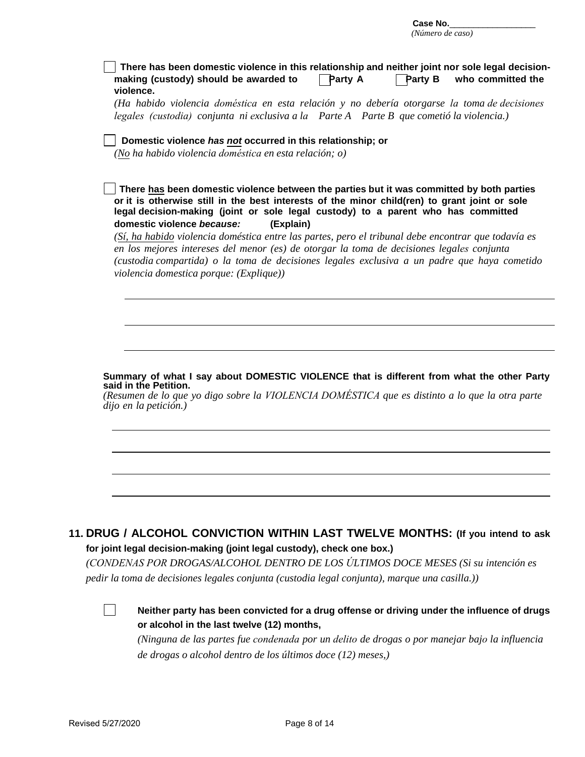Case No.__________________
*(Número de caso)*

☐ **There has been domestic violence in this relationship and neither joint nor sole legal decision-making (custody) should be awarded to ☐ Party A ☐ Party B who committed the violence.**
*(Ha habido violencia doméstica en esta relación y no debería otorgarse la toma de decisiones legales (custodia) conjunta ni exclusiva a la Parte A Parte B que cometió la violencia.)*

☐ **Domestic violence *has not* occurred in this relationship; or**
*(No ha habido violencia doméstica en esta relación; o)*

☐ **There has been domestic violence between the parties but it was committed by both parties or it is otherwise still in the best interests of the minor child(ren) to grant joint or sole legal decision-making (joint or sole legal custody) to a parent who has committed domestic violence *because:* (Explain)**
*(Sí, ha habido violencia doméstica entre las partes, pero el tribunal debe encontrar que todavía es en los mejores intereses del menor (es) de otorgar la toma de decisiones legales conjunta (custodia compartida) o la toma de decisiones legales exclusiva a un padre que haya cometido violencia domestica porque: (Explique))*

______________________________________________________________________________

______________________________________________________________________________

______________________________________________________________________________

**Summary of what I say about DOMESTIC VIOLENCE that is different from what the other Party said in the Petition.**
*(Resumen de lo que yo digo sobre la VIOLENCIA DOMÉSTICA que es distinto a lo que la otra parte dijo en la petición.)*

______________________________________________________________________________

______________________________________________________________________________

______________________________________________________________________________

______________________________________________________________________________

## 11. DRUG / ALCOHOL CONVICTION WITHIN LAST TWELVE MONTHS: (If you intend to ask for joint legal decision-making (joint legal custody), check one box.)

*(CONDENAS POR DROGAS/ALCOHOL DENTRO DE LOS ÚLTIMOS DOCE MESES (Si su intención es pedir la toma de decisiones legales conjunta (custodia legal conjunta), marque una casilla.))*

☐ **Neither party has been convicted for a drug offense or driving under the influence of drugs or alcohol in the last twelve (12) months,**
*(Ninguna de las partes fue condenada por un delito de drogas o por manejar bajo la influencia de drogas o alcohol dentro de los últimos doce (12) meses,)*

Revised 5/27/2020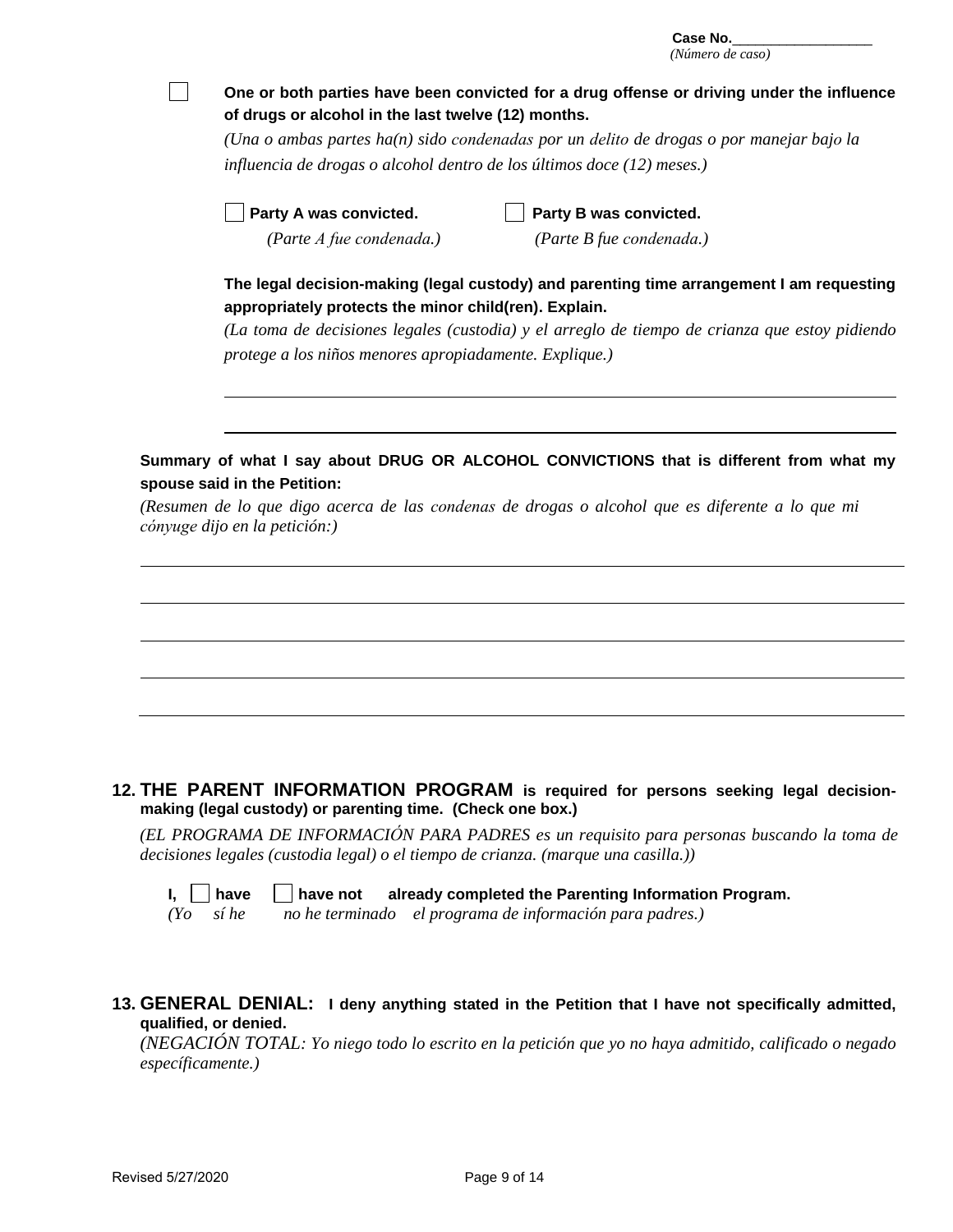**Case No.**\_\_\_\_\_\_\_\_\_\_\_\_\_\_\_\_\_\_
*(Número de caso)*

☐ **One or both parties have been convicted for a drug offense or driving under the influence of drugs or alcohol in the last twelve (12) months.**
*(Una o ambas partes ha(n) sido condenadas por un delito de drogas o por manejar bajo la influencia de drogas o alcohol dentro de los últimos doce (12) meses.)*

☐ **Party A was convicted.** *(Parte A fue condenada.)*
☐ **Party B was convicted.** *(Parte B fue condenada.)*

**The legal decision-making (legal custody) and parenting time arrangement I am requesting appropriately protects the minor child(ren). Explain.**
*(La toma de decisiones legales (custodia) y el arreglo de tiempo de crianza que estoy pidiendo protege a los niños menores apropiadamente. Explique.)*

\_\_\_\_\_\_\_\_\_\_\_\_\_\_\_\_\_\_\_\_\_\_\_\_\_\_\_\_\_\_\_\_\_\_\_\_\_\_\_\_\_\_\_\_\_\_\_\_\_\_\_\_\_\_\_\_\_\_\_\_\_\_\_\_\_\_\_\_\_\_\_\_

\_\_\_\_\_\_\_\_\_\_\_\_\_\_\_\_\_\_\_\_\_\_\_\_\_\_\_\_\_\_\_\_\_\_\_\_\_\_\_\_\_\_\_\_\_\_\_\_\_\_\_\_\_\_\_\_\_\_\_\_\_\_\_\_\_\_\_\_\_\_\_\_

**Summary of what I say about DRUG OR ALCOHOL CONVICTIONS that is different from what my spouse said in the Petition:**
*(Resumen de lo que digo acerca de las condenas de drogas o alcohol que es diferente a lo que mi cónyuge dijo en la petición:)*

\_\_\_\_\_\_\_\_\_\_\_\_\_\_\_\_\_\_\_\_\_\_\_\_\_\_\_\_\_\_\_\_\_\_\_\_\_\_\_\_\_\_\_\_\_\_\_\_\_\_\_\_\_\_\_\_\_\_\_\_\_\_\_\_\_\_\_\_\_\_\_\_

\_\_\_\_\_\_\_\_\_\_\_\_\_\_\_\_\_\_\_\_\_\_\_\_\_\_\_\_\_\_\_\_\_\_\_\_\_\_\_\_\_\_\_\_\_\_\_\_\_\_\_\_\_\_\_\_\_\_\_\_\_\_\_\_\_\_\_\_\_\_\_\_

\_\_\_\_\_\_\_\_\_\_\_\_\_\_\_\_\_\_\_\_\_\_\_\_\_\_\_\_\_\_\_\_\_\_\_\_\_\_\_\_\_\_\_\_\_\_\_\_\_\_\_\_\_\_\_\_\_\_\_\_\_\_\_\_\_\_\_\_\_\_\_\_

\_\_\_\_\_\_\_\_\_\_\_\_\_\_\_\_\_\_\_\_\_\_\_\_\_\_\_\_\_\_\_\_\_\_\_\_\_\_\_\_\_\_\_\_\_\_\_\_\_\_\_\_\_\_\_\_\_\_\_\_\_\_\_\_\_\_\_\_\_\_\_\_

\_\_\_\_\_\_\_\_\_\_\_\_\_\_\_\_\_\_\_\_\_\_\_\_\_\_\_\_\_\_\_\_\_\_\_\_\_\_\_\_\_\_\_\_\_\_\_\_\_\_\_\_\_\_\_\_\_\_\_\_\_\_\_\_\_\_\_\_\_\_\_\_

## 12. THE PARENT INFORMATION PROGRAM is required for persons seeking legal decision-making (legal custody) or parenting time. (Check one box.)

*(EL PROGRAMA DE INFORMACIÓN PARA PADRES es un requisito para personas buscando la toma de decisiones legales (custodia legal) o el tiempo de crianza. (marque una casilla.))*

**I,** ☐ **have** ☐ **have not already completed the Parenting Information Program.**
*(Yo sí he no he terminado el programa de información para padres.)*

## 13. GENERAL DENIAL: I deny anything stated in the Petition that I have not specifically admitted, qualified, or denied.

*(NEGACIÓN TOTAL: Yo niego todo lo escrito en la petición que yo no haya admitido, calificado o negado específicamente.)*

Revised 5/27/2020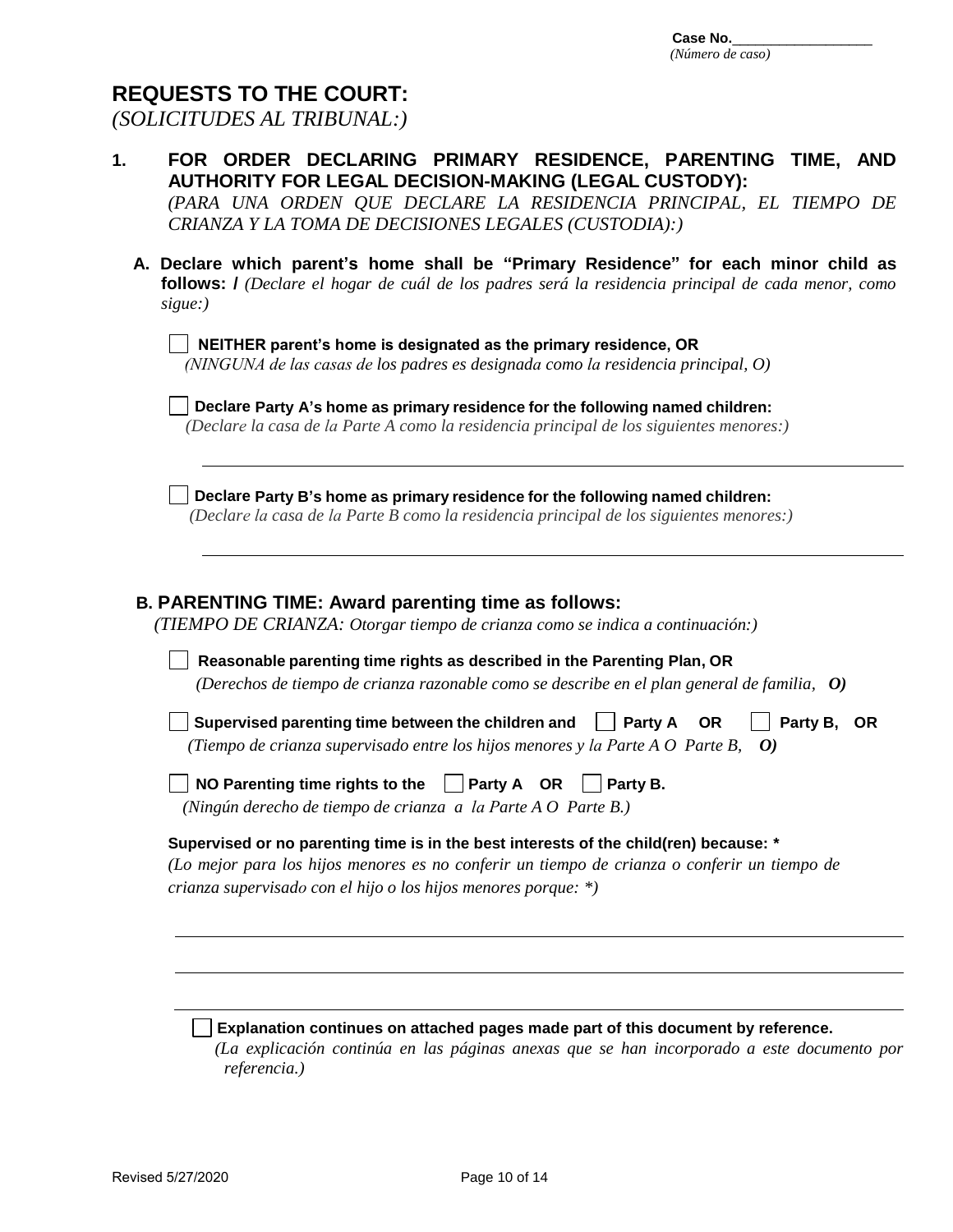Case No.__________________
*(Número de caso)*

# REQUESTS TO THE COURT:
*(SOLICITUDES AL TRIBUNAL:)*

**1. FOR ORDER DECLARING PRIMARY RESIDENCE, PARENTING TIME, AND AUTHORITY FOR LEGAL DECISION-MAKING (LEGAL CUSTODY):**
*(PARA UNA ORDEN QUE DECLARE LA RESIDENCIA PRINCIPAL, EL TIEMPO DE CRIANZA Y LA TOMA DE DECISIONES LEGALES (CUSTODIA):)*

**A. Declare which parent's home shall be "Primary Residence" for each minor child as follows: /** *(Declare el hogar de cuál de los padres será la residencia principal de cada menor, como sigue:)*

☐ **NEITHER parent's home is designated as the primary residence, OR**
*(NINGUNA de las casas de los padres es designada como la residencia principal, O)*

☐ **Declare Party A's home as primary residence for the following named children:**
*(Declare la casa de la Parte A como la residencia principal de los siguientes menores:)*

_______________________________________________

☐ **Declare Party B's home as primary residence for the following named children:**
*(Declare la casa de la Parte B como la residencia principal de los siguientes menores:)*

_______________________________________________

**B. PARENTING TIME: Award parenting time as follows:**
*(TIEMPO DE CRIANZA: Otorgar tiempo de crianza como se indica a continuación:)*

☐ **Reasonable parenting time rights as described in the Parenting Plan, OR**
*(Derechos de tiempo de crianza razonable como se describe en el plan general de familia,* ***O)***

☐ **Supervised parenting time between the children and** ☐ **Party A OR** ☐ **Party B, OR**
*(Tiempo de crianza supervisado entre los hijos menores y la Parte A O Parte B,* ***O)***

☐ **NO Parenting time rights to the** ☐ **Party A OR** ☐ **Party B.**
*(Ningún derecho de tiempo de crianza a la Parte A O Parte B.)*

**Supervised or no parenting time is in the best interests of the child(ren) because: \***
*(Lo mejor para los hijos menores es no conferir un tiempo de crianza o conferir un tiempo de crianza supervisado con el hijo o los hijos menores porque: \*)*

_______________________________________________

_______________________________________________

_______________________________________________

☐ **Explanation continues on attached pages made part of this document by reference.**
*(La explicación continúa en las páginas anexas que se han incorporado a este documento por referencia.)*

Revised 5/27/2020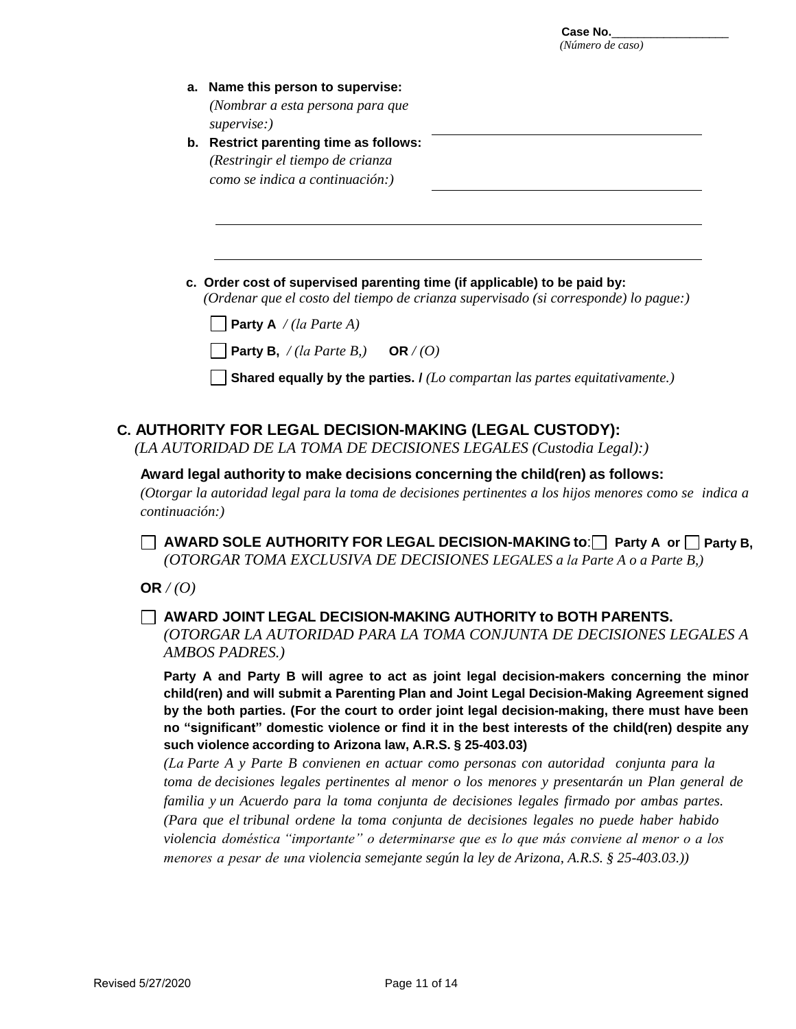**Case No.**__________________
*(Número de caso)*

a. **Name this person to supervise:** *(Nombrar a esta persona para que supervise:)* ______________________________

b. **Restrict parenting time as follows:** *(Restringir el tiempo de crianza como se indica a continuación:)* ______________________________

______________________________________________________________

______________________________________________________________

c. **Order cost of supervised parenting time (if applicable) to be paid by:** *(Ordenar que el costo del tiempo de crianza supervisado (si corresponde) lo pague:)*

☐ **Party A** */ (la Parte A)*

☐ **Party B,** */ (la Parte B,)* **OR** */ (O)*

☐ **Shared equally by the parties. /** *(Lo compartan las partes equitativamente.)*

## C. AUTHORITY FOR LEGAL DECISION-MAKING (LEGAL CUSTODY):

*(LA AUTORIDAD DE LA TOMA DE DECISIONES LEGALES (Custodia Legal):)*

**Award legal authority to make decisions concerning the child(ren) as follows:**
*(Otorgar la autoridad legal para la toma de decisiones pertinentes a los hijos menores como se indica a continuación:)*

☐ **AWARD SOLE AUTHORITY FOR LEGAL DECISION-MAKING to**: ☐ **Party A or** ☐ **Party B,**
*(OTORGAR TOMA EXCLUSIVA DE DECISIONES LEGALES a la Parte A o a Parte B,)*

**OR** */ (O)*

☐ **AWARD JOINT LEGAL DECISION-MAKING AUTHORITY to BOTH PARENTS.**
*(OTORGAR LA AUTORIDAD PARA LA TOMA CONJUNTA DE DECISIONES LEGALES A AMBOS PADRES.)*

**Party A and Party B will agree to act as joint legal decision-makers concerning the minor child(ren) and will submit a Parenting Plan and Joint Legal Decision-Making Agreement signed by the both parties. (For the court to order joint legal decision-making, there must have been no "significant" domestic violence or find it in the best interests of the child(ren) despite any such violence according to Arizona law, A.R.S. § 25-403.03)**

*(La Parte A y Parte B convienen en actuar como personas con autoridad conjunta para la toma de decisiones legales pertinentes al menor o los menores y presentarán un Plan general de familia y un Acuerdo para la toma conjunta de decisiones legales firmado por ambas partes. (Para que el tribunal ordene la toma conjunta de decisiones legales no puede haber habido violencia doméstica "importante" o determinarse que es lo que más conviene al menor o a los menores a pesar de una violencia semejante según la ley de Arizona, A.R.S. § 25-403.03.))*

Revised 5/27/2020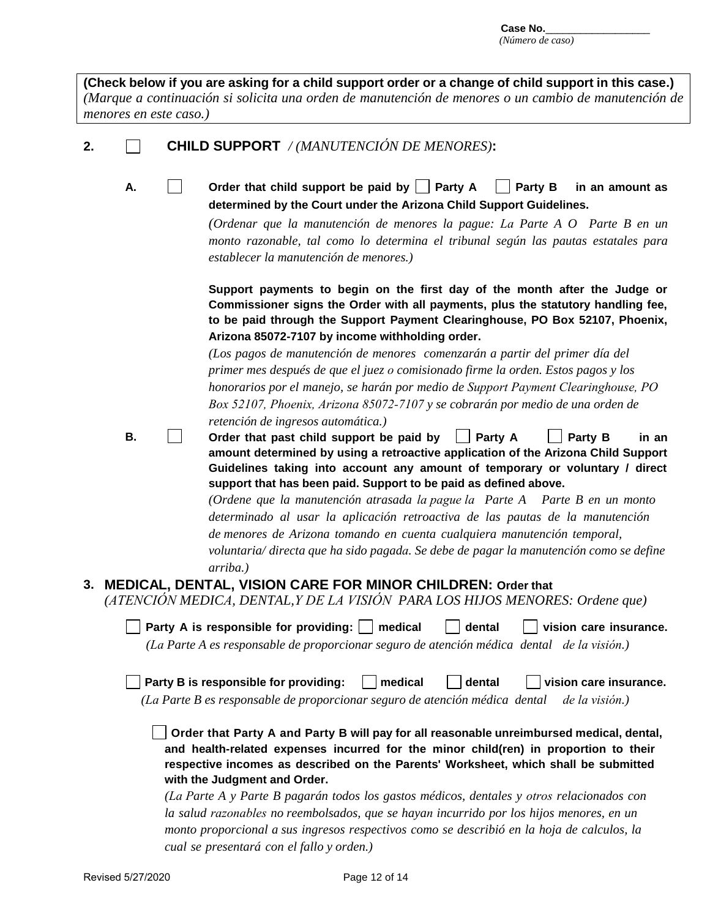Case No.__________________
*(Número de caso)*

**(Check below if you are asking for a child support order or a change of child support in this case.)**
*(Marque a continuación si solicita una orden de manutención de menores o un cambio de manutención de menores en este caso.)*

**2.** ☐ **CHILD SUPPORT** */ (MANUTENCIÓN DE MENORES)***:**

**A.** ☐ **Order that child support be paid by ☐ Party A ☐ Party B in an amount as determined by the Court under the Arizona Child Support Guidelines.**

*(Ordenar que la manutención de menores la pague: La Parte A O Parte B en un monto razonable, tal como lo determina el tribunal según las pautas estatales para establecer la manutención de menores.)*

**Support payments to begin on the first day of the month after the Judge or Commissioner signs the Order with all payments, plus the statutory handling fee, to be paid through the Support Payment Clearinghouse, PO Box 52107, Phoenix, Arizona 85072-7107 by income withholding order.**

*(Los pagos de manutención de menores comenzarán a partir del primer día del primer mes después de que el juez o comisionado firme la orden. Estos pagos y los honorarios por el manejo, se harán por medio de Support Payment Clearinghouse, PO Box 52107, Phoenix, Arizona 85072-7107 y se cobrarán por medio de una orden de retención de ingresos automática.)*

**B.** ☐ **Order that past child support be paid by ☐ Party A ☐ Party B in an amount determined by using a retroactive application of the Arizona Child Support Guidelines taking into account any amount of temporary or voluntary / direct support that has been paid. Support to be paid as defined above.**

*(Ordene que la manutención atrasada la pague la Parte A Parte B en un monto determinado al usar la aplicación retroactiva de las pautas de la manutención de menores de Arizona tomando en cuenta cualquiera manutención temporal, voluntaria/ directa que ha sido pagada. Se debe de pagar la manutención como se define arriba.)*

**3. MEDICAL, DENTAL, VISION CARE FOR MINOR CHILDREN: Order that**
*(ATENCIÓN MEDICA, DENTAL,Y DE LA VISIÓN PARA LOS HIJOS MENORES: Ordene que)*

☐ **Party A is responsible for providing: ☐ medical ☐ dental ☐ vision care insurance.**
*(La Parte A es responsable de proporcionar seguro de atención médica dental de la visión.)*

☐ **Party B is responsible for providing: ☐ medical ☐ dental ☐ vision care insurance.**
*(La Parte B es responsable de proporcionar seguro de atención médica dental de la visión.)*

☐ **Order that Party A and Party B will pay for all reasonable unreimbursed medical, dental, and health-related expenses incurred for the minor child(ren) in proportion to their respective incomes as described on the Parents' Worksheet, which shall be submitted with the Judgment and Order.**

*(La Parte A y Parte B pagarán todos los gastos médicos, dentales y otros relacionados con la salud razonables no reembolsados, que se hayan incurrido por los hijos menores, en un monto proporcional a sus ingresos respectivos como se describió en la hoja de calculos, la cual se presentará con el fallo y orden.)*

Revised 5/27/2020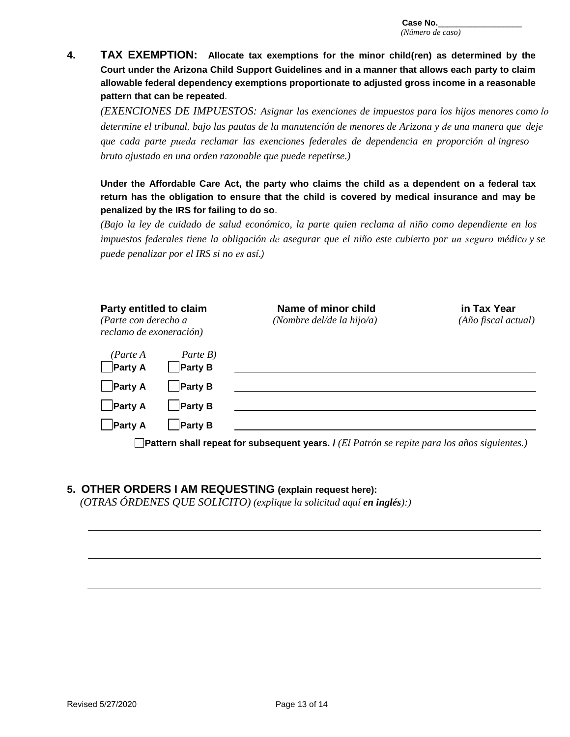**Case No.**__________________
*(Número de caso)*

**4. TAX EXEMPTION: Allocate tax exemptions for the minor child(ren) as determined by the Court under the Arizona Child Support Guidelines and in a manner that allows each party to claim allowable federal dependency exemptions proportionate to adjusted gross income in a reasonable pattern that can be repeated**.

*(EXENCIONES DE IMPUESTOS: Asignar las exenciones de impuestos para los hijos menores como lo determine el tribunal, bajo las pautas de la manutención de menores de Arizona y de una manera que deje que cada parte pueda reclamar las exenciones federales de dependencia en proporción al ingreso bruto ajustado en una orden razonable que puede repetirse.)*

**Under the Affordable Care Act, the party who claims the child as a dependent on a federal tax return has the obligation to ensure that the child is covered by medical insurance and may be penalized by the IRS for failing to do so**.

*(Bajo la ley de cuidado de salud económico, la parte quien reclama al niño como dependiente en los impuestos federales tiene la obligación de asegurar que el niño este cubierto por un seguro médico y se puede penalizar por el IRS si no es así.)*

| **Party entitled to claim** *(Parte con derecho a reclamo de exoneración)* | | **Name of minor child** *(Nombre del/de la hijo/a)* | **in Tax Year** *(Año fiscal actual)* |
|---|---|---|---|
| *(Parte A* ☐ **Party A** | *Parte B)* ☐ **Party B** | | |
| ☐ **Party A** | ☐ **Party B** | | |
| ☐ **Party A** | ☐ **Party B** | | |
| ☐ **Party A** | ☐ **Party B** | | |

☐ **Pattern shall repeat for subsequent years. /** *(El Patrón se repite para los años siguientes.)*

**5. OTHER ORDERS I AM REQUESTING (explain request here):**
*(OTRAS ÓRDENES QUE SOLICITO) (explique la solicitud aquí **en inglés**):)*

______________________________________________________________________________

______________________________________________________________________________

______________________________________________________________________________

Revised 5/27/2020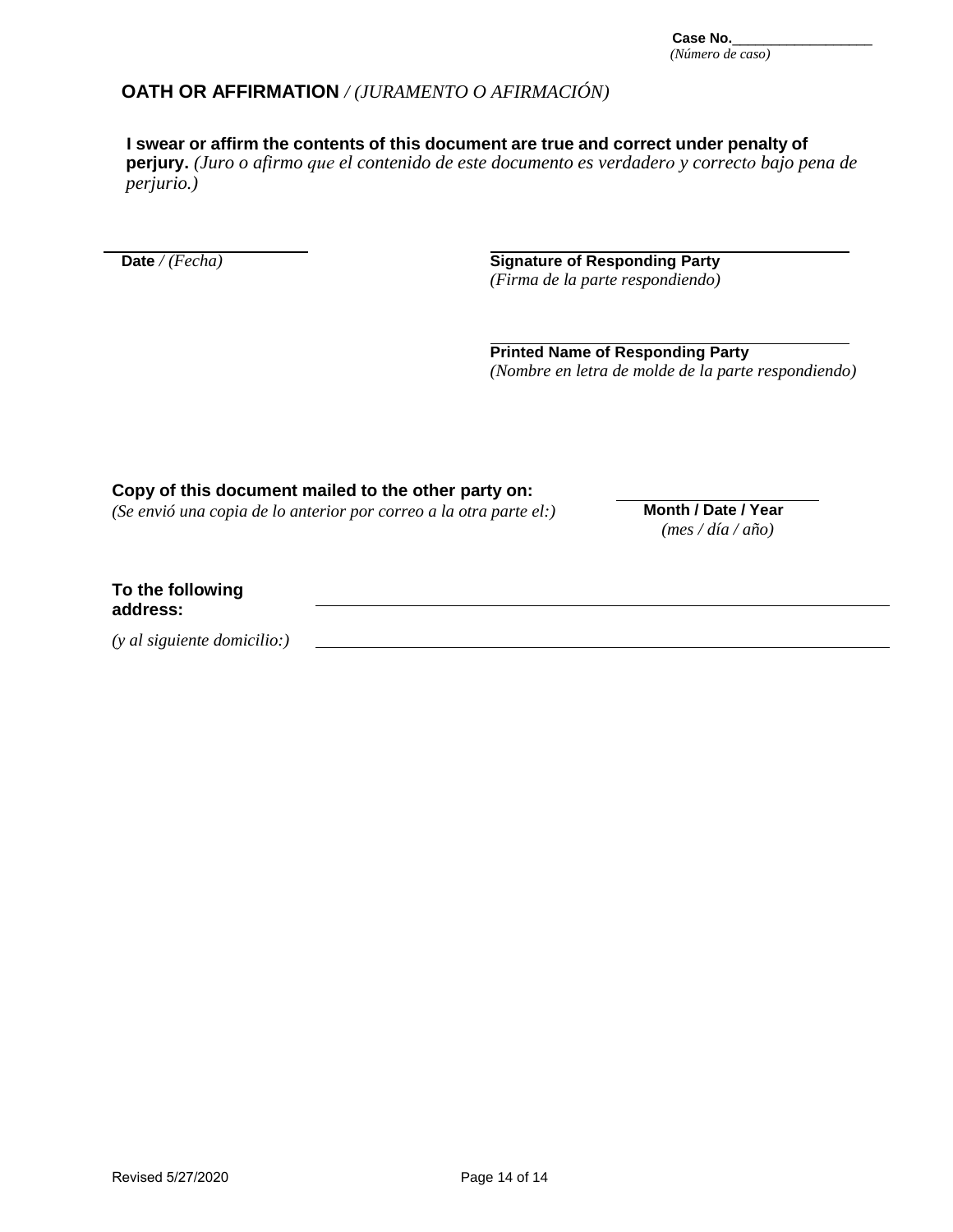**Case No.**___________________
*(Número de caso)*

## OATH OR AFFIRMATION */ (JURAMENTO O AFIRMACIÓN)*

**I swear or affirm the contents of this document are true and correct under penalty of perjury.** *(Juro o afirmo que el contenido de este documento es verdadero y correcto bajo pena de perjurio.)*

______________________
**Date** */ (Fecha)*

______________________________________
**Signature of Responding Party**
*(Firma de la parte respondiendo)*

______________________________________
**Printed Name of Responding Party**
*(Nombre en letra de molde de la parte respondiendo)*

**Copy of this document mailed to the other party on:**
*(Se envió una copia de lo anterior por correo a la otra parte el:)*

______________________
**Month / Date / Year**
*(mes / día / año)*

**To the following address:** ______________________________________________________________

*(y al siguiente domicilio:)* ______________________________________________________________

Revised 5/27/2020